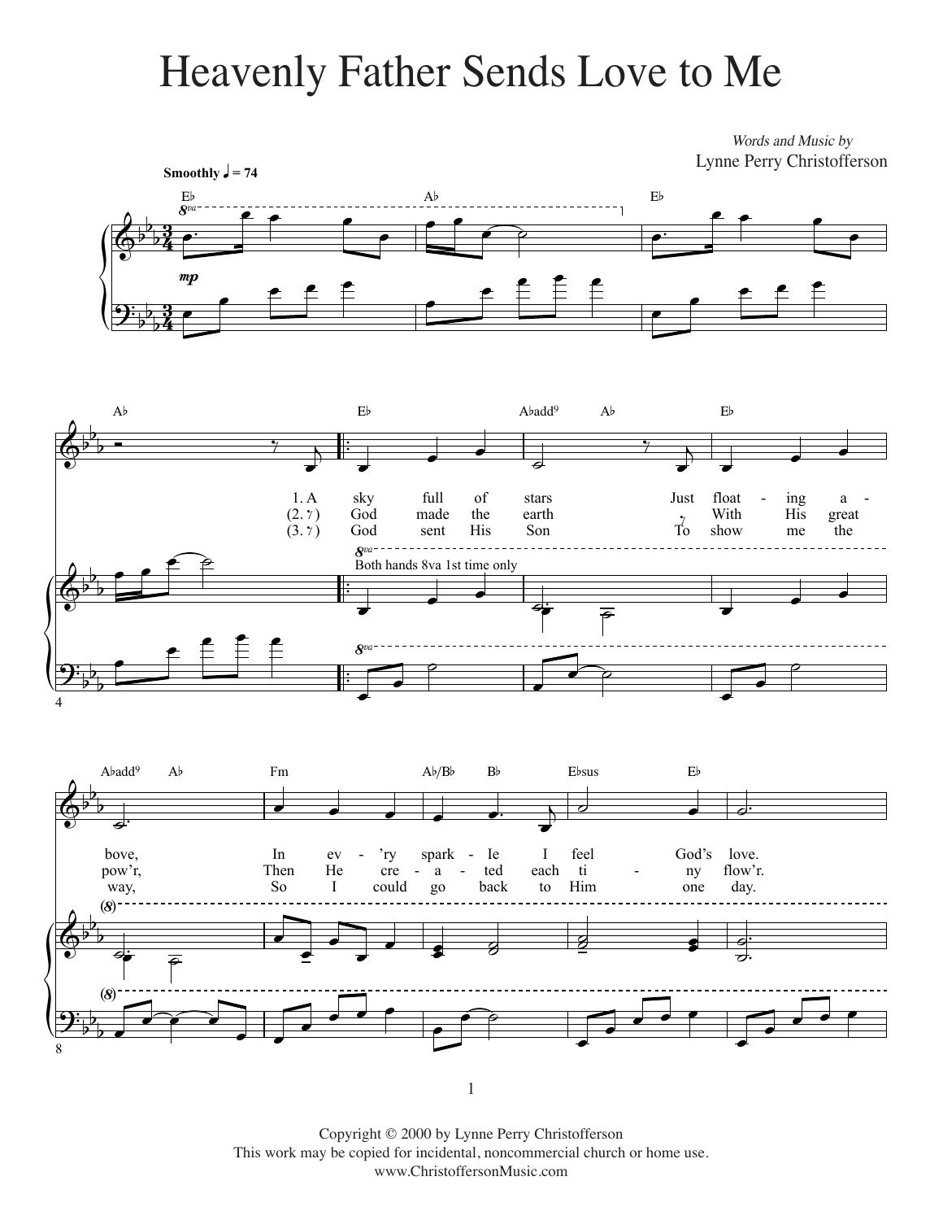# Heavenly Father Sends Love to Me

*Words and Music by*
Lynne Perry Christofferson

**Smoothly** ♩ = 74

1. A sky full of stars Just float - ing a - bove, In ev - 'ry spark - le I feel God's love.
(2. 𝄾) God made the earth 𝄾 With His great pow'r, Then He cre - a - ted each ti - ny flow'r.
(3. 𝄾) God sent His Son To show me the way, So I could go back to Him one day.

Copyright © 2000 by Lynne Perry Christofferson
This work may be copied for incidental, noncommercial church or home use.
www.ChristoffersonMusic.com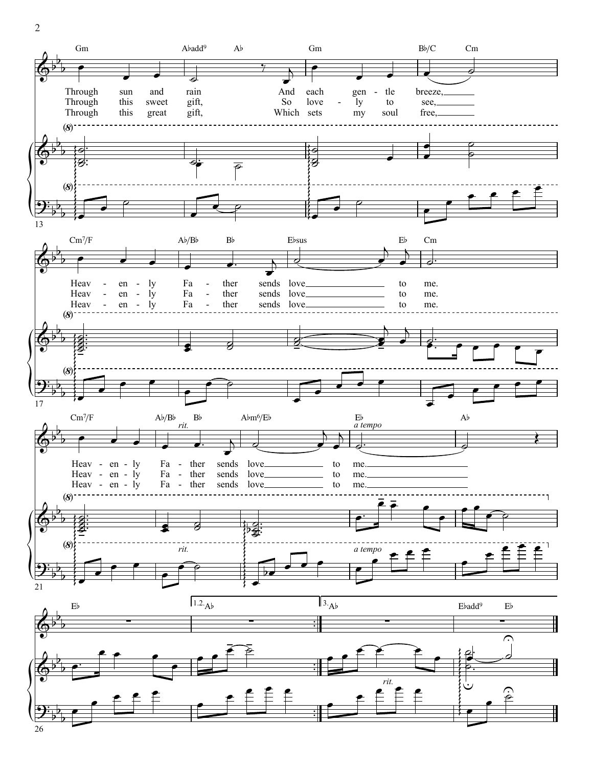Gm Abadd9 Ab Gm Bb/C Cm

Through sun and rain And each gen - tle breeze,
Through this sweet gift, So love - ly to see,
Through this great gift, Which sets my soul free,

Cm7/F Ab/Bb Bb Ebsus Eb Cm

Heav - en - ly Fa - ther sends love to me.
Heav - en - ly Fa - ther sends love to me.
Heav - en - ly Fa - ther sends love to me.

Cm7/F Ab/Bb Bb Abm6/Eb Eb Ab

*rit.* *a tempo*

Heav - en - ly Fa - ther sends love to me.
Heav - en - ly Fa - ther sends love to me.
Heav - en - ly Fa - ther sends love to me.

Eb 1.2. Ab 3. Ab Ebadd9 Eb

*rit.*